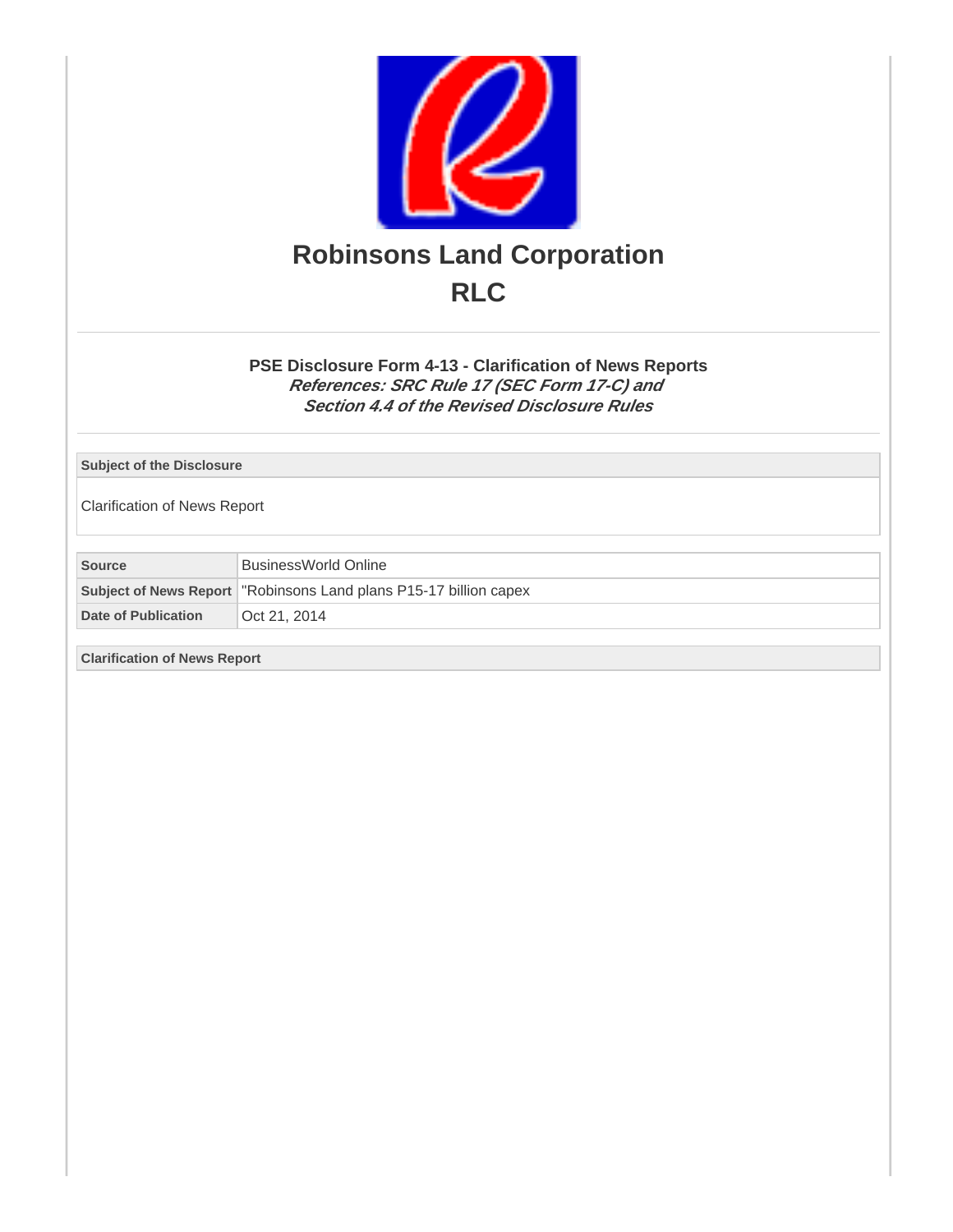# Robinsons Land Corporation

# RLC

## PSE Disclosure Form 4-13 - Clarification of News Reports

***References: SRC Rule 17 (SEC Form 17-C) and Section 4.4 of the Revised Disclosure Rules***

| Subject of the Disclosure |
| --- |
| Clarification of News Report |

| Source | BusinessWorld Online |
| --- | --- |
| Subject of News Report | "Robinsons Land plans P15-17 billion capex |
| Date of Publication | Oct 21, 2014 |

**Clarification of News Report**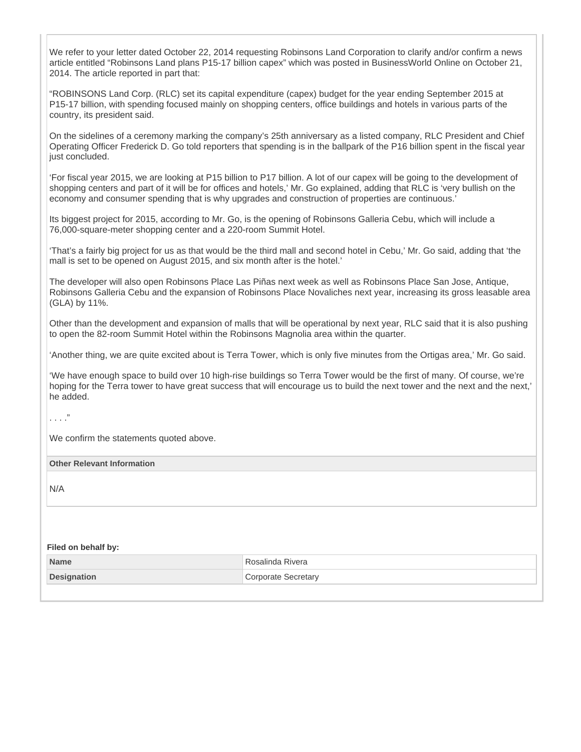We refer to your letter dated October 22, 2014 requesting Robinsons Land Corporation to clarify and/or confirm a news article entitled "Robinsons Land plans P15-17 billion capex" which was posted in BusinessWorld Online on October 21, 2014. The article reported in part that:

"ROBINSONS Land Corp. (RLC) set its capital expenditure (capex) budget for the year ending September 2015 at P15-17 billion, with spending focused mainly on shopping centers, office buildings and hotels in various parts of the country, its president said.

On the sidelines of a ceremony marking the company's 25th anniversary as a listed company, RLC President and Chief Operating Officer Frederick D. Go told reporters that spending is in the ballpark of the P16 billion spent in the fiscal year just concluded.

'For fiscal year 2015, we are looking at P15 billion to P17 billion. A lot of our capex will be going to the development of shopping centers and part of it will be for offices and hotels,' Mr. Go explained, adding that RLC is 'very bullish on the economy and consumer spending that is why upgrades and construction of properties are continuous.'

Its biggest project for 2015, according to Mr. Go, is the opening of Robinsons Galleria Cebu, which will include a 76,000-square-meter shopping center and a 220-room Summit Hotel.

'That's a fairly big project for us as that would be the third mall and second hotel in Cebu,' Mr. Go said, adding that 'the mall is set to be opened on August 2015, and six month after is the hotel.'

The developer will also open Robinsons Place Las Piñas next week as well as Robinsons Place San Jose, Antique, Robinsons Galleria Cebu and the expansion of Robinsons Place Novaliches next year, increasing its gross leasable area (GLA) by 11%.

Other than the development and expansion of malls that will be operational by next year, RLC said that it is also pushing to open the 82-room Summit Hotel within the Robinsons Magnolia area within the quarter.

'Another thing, we are quite excited about is Terra Tower, which is only five minutes from the Ortigas area,' Mr. Go said.

'We have enough space to build over 10 high-rise buildings so Terra Tower would be the first of many. Of course, we're hoping for the Terra tower to have great success that will encourage us to build the next tower and the next and the next,' he added.

. . . ."

We confirm the statements quoted above.

**Other Relevant Information**

N/A

**Filed on behalf by:**

| | |
|---|---|
| **Name** | Rosalinda Rivera |
| **Designation** | Corporate Secretary |